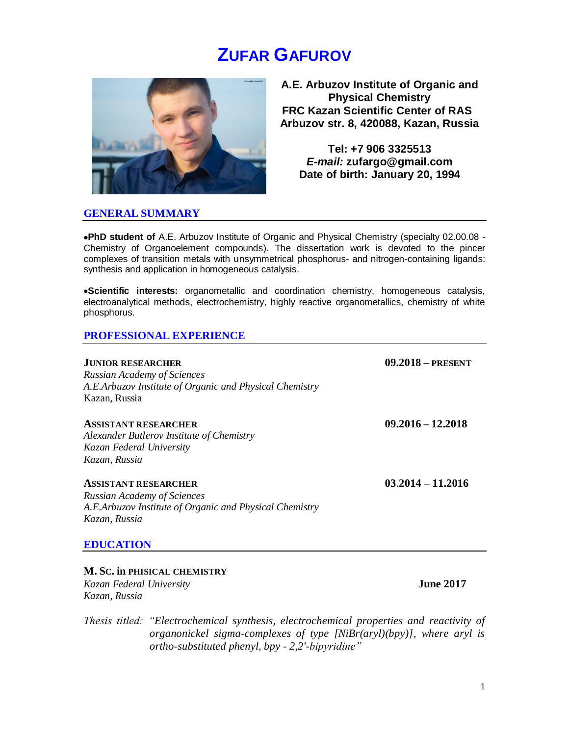# ZUFAR GAFUROV

**A.E. Arbuzov Institute of Organic and Physical Chemistry**
**FRC Kazan Scientific Center of RAS**
**Arbuzov str. 8, 420088, Kazan, Russia**

**Tel: +7 906 3325513**
***E-mail:* zufargo@gmail.com**
**Date of birth: January 20, 1994**

## GENERAL SUMMARY

- **PhD student of** A.E. Arbuzov Institute of Organic and Physical Chemistry (specialty 02.00.08 - Chemistry of Organoelement compounds). The dissertation work is devoted to the pincer complexes of transition metals with unsymmetrical phosphorus- and nitrogen-containing ligands: synthesis and application in homogeneous catalysis.

- **Scientific interests:** organometallic and coordination chemistry, homogeneous catalysis, electroanalytical methods, electrochemistry, highly reactive organometallics, chemistry of white phosphorus.

## PROFESSIONAL EXPERIENCE

**JUNIOR RESEARCHER** — **09.2018 – PRESENT**
*Russian Academy of Sciences*
*A.E.Arbuzov Institute of Organic and Physical Chemistry*
Kazan, Russia

**ASSISTANT RESEARCHER** — **09.2016 – 12.2018**
*Alexander Butlerov Institute of Chemistry*
*Kazan Federal University*
*Kazan, Russia*

**ASSISTANT RESEARCHER** — **03.2014 – 11.2016**
*Russian Academy of Sciences*
*A.E.Arbuzov Institute of Organic and Physical Chemistry*
*Kazan, Russia*

## EDUCATION

**M. SC. in PHISICAL CHEMISTRY** — **June 2017**
*Kazan Federal University*
*Kazan, Russia*

*Thesis titled: "Electrochemical synthesis, electrochemical properties and reactivity of organonickel sigma-complexes of type [NiBr(aryl)(bpy)], where aryl is ortho-substituted phenyl, bpy - 2,2'-bipyridine"*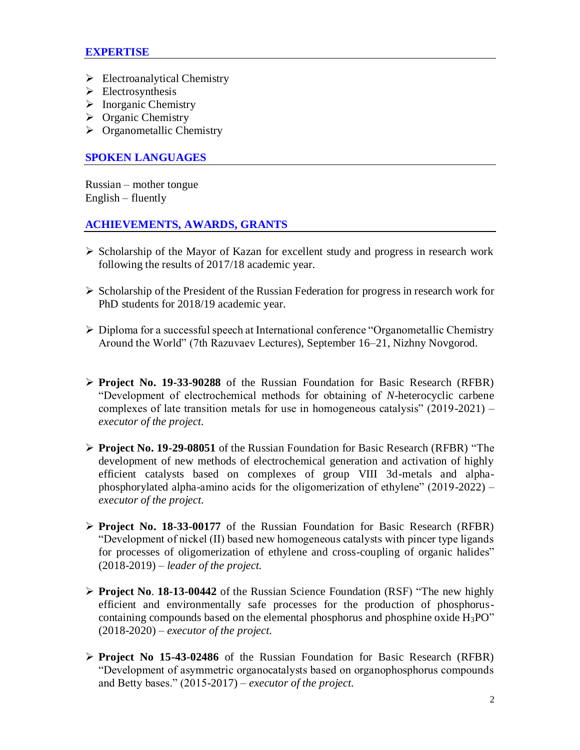## EXPERTISE

- Electroanalytical Chemistry
- Electrosynthesis
- Inorganic Chemistry
- Organic Chemistry
- Organometallic Chemistry

## SPOKEN LANGUAGES

Russian – mother tongue
English – fluently

## ACHIEVEMENTS, AWARDS, GRANTS

- Scholarship of the Mayor of Kazan for excellent study and progress in research work following the results of 2017/18 academic year.

- Scholarship of the President of the Russian Federation for progress in research work for PhD students for 2018/19 academic year.

- Diploma for a successful speech at International conference “Organometallic Chemistry Around the World” (7th Razuvaev Lectures), September 16–21, Nizhny Novgorod.

- **Project No. 19-33-90288** of the Russian Foundation for Basic Research (RFBR) “Development of electrochemical methods for obtaining of *N*-heterocyclic carbene complexes of late transition metals for use in homogeneous catalysis” (2019-2021) – *executor of the project.*

- **Project No. 19-29-08051** of the Russian Foundation for Basic Research (RFBR) “The development of new methods of electrochemical generation and activation of highly efficient catalysts based on complexes of group VIII 3d-metals and alpha-phosphorylated alpha-amino acids for the oligomerization of ethylene” (2019-2022) – *executor of the project.*

- **Project No. 18-33-00177** of the Russian Foundation for Basic Research (RFBR) “Development of nickel (II) based new homogeneous catalysts with pincer type ligands for processes of oligomerization of ethylene and cross-coupling of organic halides” (2018-2019) – *leader of the project.*

- **Project No**. **18-13-00442** of the Russian Science Foundation (RSF) “The new highly efficient and environmentally safe processes for the production of phosphorus-containing compounds based on the elemental phosphorus and phosphine oxide $H_3PO$” (2018-2020) – *executor of the project.*

- **Project No 15-43-02486** of the Russian Foundation for Basic Research (RFBR) “Development of asymmetric organocatalysts based on organophosphorus compounds and Betty bases.” (2015-2017) – *executor of the project.*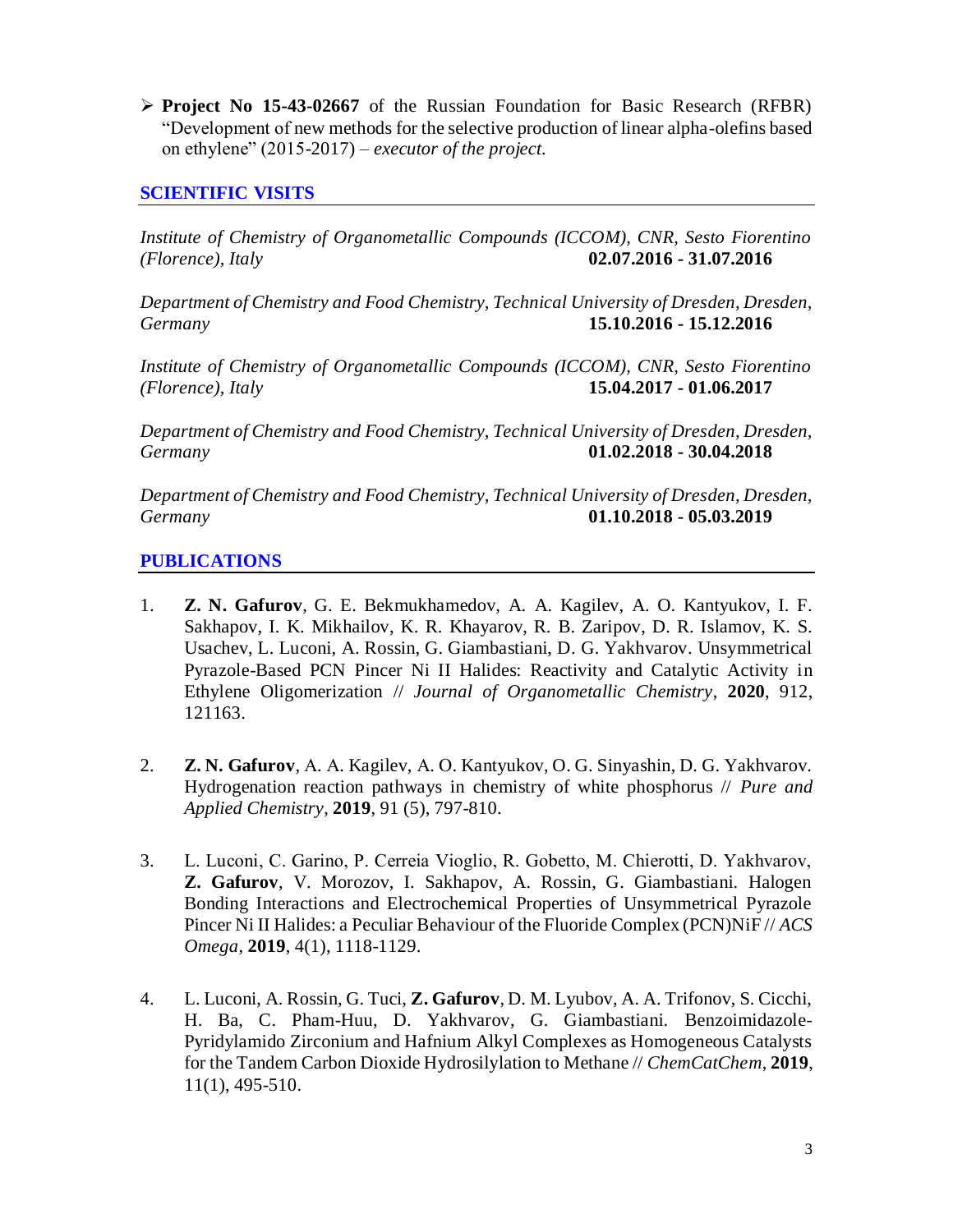- **Project No 15-43-02667** of the Russian Foundation for Basic Research (RFBR) "Development of new methods for the selective production of linear alpha-olefins based on ethylene" (2015-2017) – *executor of the project.*

## SCIENTIFIC VISITS

*Institute of Chemistry of Organometallic Compounds (ICCOM), CNR, Sesto Fiorentino (Florence), Italy* **02.07.2016 - 31.07.2016**

*Department of Chemistry and Food Chemistry, Technical University of Dresden, Dresden, Germany* **15.10.2016 - 15.12.2016**

*Institute of Chemistry of Organometallic Compounds (ICCOM), CNR, Sesto Fiorentino (Florence), Italy* **15.04.2017 - 01.06.2017**

*Department of Chemistry and Food Chemistry, Technical University of Dresden, Dresden, Germany* **01.02.2018 - 30.04.2018**

*Department of Chemistry and Food Chemistry, Technical University of Dresden, Dresden, Germany* **01.10.2018 - 05.03.2019**

## PUBLICATIONS

1. **Z. N. Gafurov**, G. E. Bekmukhamedov, A. A. Kagilev, A. O. Kantyukov, I. F. Sakhapov, I. K. Mikhailov, K. R. Khayarov, R. B. Zaripov, D. R. Islamov, K. S. Usachev, L. Luconi, A. Rossin, G. Giambastiani, D. G. Yakhvarov. Unsymmetrical Pyrazole-Based PCN Pincer Ni II Halides: Reactivity and Catalytic Activity in Ethylene Oligomerization // *Journal of Organometallic Chemistry*, **2020**, 912, 121163.

2. **Z. N. Gafurov**, A. A. Kagilev, A. O. Kantyukov, O. G. Sinyashin, D. G. Yakhvarov. Hydrogenation reaction pathways in chemistry of white phosphorus // *Pure and Applied Chemistry*, **2019**, 91 (5), 797-810.

3. L. Luconi, C. Garino, P. Cerreia Vioglio, R. Gobetto, M. Chierotti, D. Yakhvarov, **Z. Gafurov**, V. Morozov, I. Sakhapov, A. Rossin, G. Giambastiani. Halogen Bonding Interactions and Electrochemical Properties of Unsymmetrical Pyrazole Pincer Ni II Halides: a Peculiar Behaviour of the Fluoride Complex (PCN)NiF // *ACS Omega*, **2019**, 4(1), 1118-1129.

4. L. Luconi, A. Rossin, G. Tuci, **Z. Gafurov**, D. M. Lyubov, A. A. Trifonov, S. Cicchi, H. Ba, C. Pham-Huu, D. Yakhvarov, G. Giambastiani. Benzoimidazole-Pyridylamido Zirconium and Hafnium Alkyl Complexes as Homogeneous Catalysts for the Tandem Carbon Dioxide Hydrosilylation to Methane // *ChemCatChem*, **2019**, 11(1), 495-510.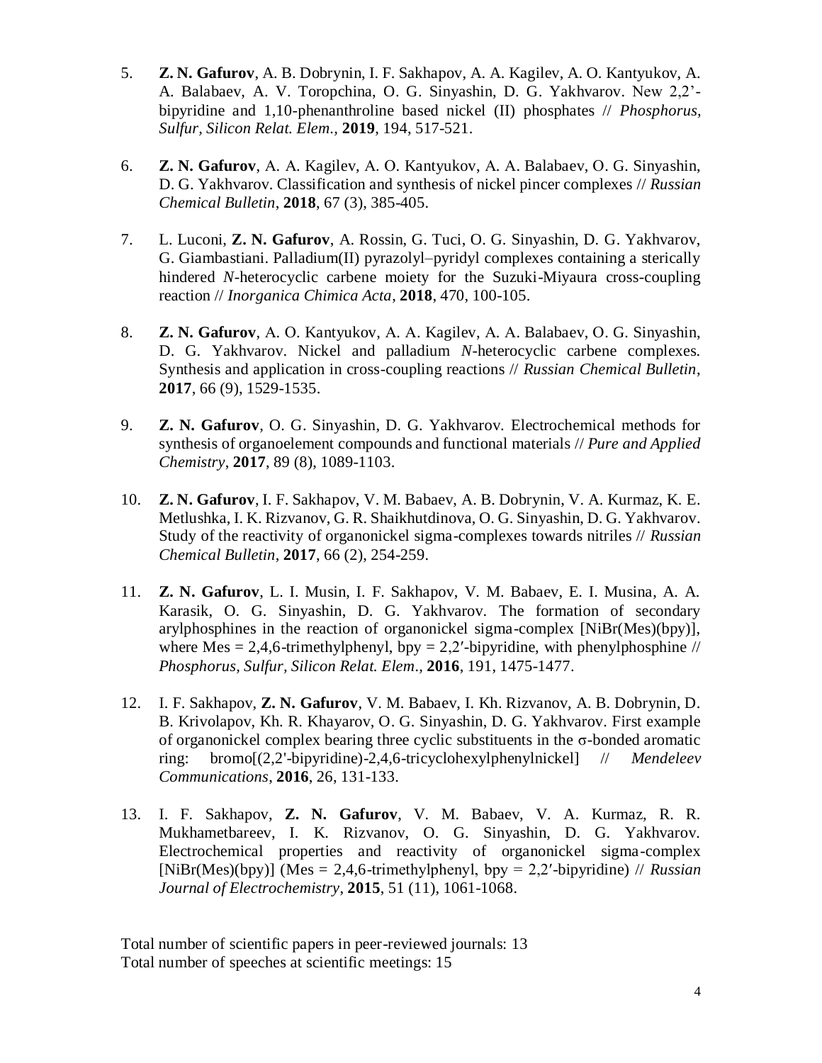5. **Z. N. Gafurov**, A. B. Dobrynin, I. F. Sakhapov, A. A. Kagilev, A. O. Kantyukov, A. A. Balabaev, A. V. Toropchina, O. G. Sinyashin, D. G. Yakhvarov. New 2,2'-bipyridine and 1,10-phenanthroline based nickel (II) phosphates // *Phosphorus, Sulfur, Silicon Relat. Elem.*, **2019**, 194, 517-521.

6. **Z. N. Gafurov**, A. A. Kagilev, A. O. Kantyukov, A. A. Balabaev, O. G. Sinyashin, D. G. Yakhvarov. Classification and synthesis of nickel pincer complexes // *Russian Chemical Bulletin*, **2018**, 67 (3), 385-405.

7. L. Luconi, **Z. N. Gafurov**, A. Rossin, G. Tuci, O. G. Sinyashin, D. G. Yakhvarov, G. Giambastiani. Palladium(II) pyrazolyl–pyridyl complexes containing a sterically hindered *N*-heterocyclic carbene moiety for the Suzuki-Miyaura cross-coupling reaction // *Inorganica Chimica Acta*, **2018**, 470, 100-105.

8. **Z. N. Gafurov**, A. O. Kantyukov, A. A. Kagilev, A. A. Balabaev, O. G. Sinyashin, D. G. Yakhvarov. Nickel and palladium *N*-heterocyclic carbene complexes. Synthesis and application in cross-coupling reactions // *Russian Chemical Bulletin*, **2017**, 66 (9), 1529-1535.

9. **Z. N. Gafurov**, O. G. Sinyashin, D. G. Yakhvarov. Electrochemical methods for synthesis of organoelement compounds and functional materials // *Pure and Applied Chemistry*, **2017**, 89 (8), 1089-1103.

10. **Z. N. Gafurov**, I. F. Sakhapov, V. M. Babaev, A. B. Dobrynin, V. A. Kurmaz, K. E. Metlushka, I. K. Rizvanov, G. R. Shaikhutdinova, O. G. Sinyashin, D. G. Yakhvarov. Study of the reactivity of organonickel sigma-complexes towards nitriles // *Russian Chemical Bulletin*, **2017**, 66 (2), 254-259.

11. **Z. N. Gafurov**, L. I. Musin, I. F. Sakhapov, V. M. Babaev, E. I. Musina, A. A. Karasik, O. G. Sinyashin, D. G. Yakhvarov. The formation of secondary arylphosphines in the reaction of organonickel sigma-complex [NiBr(Mes)(bpy)], where Mes = 2,4,6-trimethylphenyl, bpy = 2,2′-bipyridine, with phenylphosphine // *Phosphorus, Sulfur, Silicon Relat. Elem*., **2016**, 191, 1475-1477.

12. I. F. Sakhapov, **Z. N. Gafurov**, V. M. Babaev, I. Kh. Rizvanov, A. B. Dobrynin, D. B. Krivolapov, Kh. R. Khayarov, O. G. Sinyashin, D. G. Yakhvarov. First example of organonickel complex bearing three cyclic substituents in the σ-bonded aromatic ring: bromo[(2,2'-bipyridine)-2,4,6-tricyclohexylphenylnickel] // *Mendeleev Communications*, **2016**, 26, 131-133.

13. I. F. Sakhapov, **Z. N. Gafurov**, V. M. Babaev, V. A. Kurmaz, R. R. Mukhametbareev, I. K. Rizvanov, O. G. Sinyashin, D. G. Yakhvarov. Electrochemical properties and reactivity of organonickel sigma-complex [NiBr(Mes)(bpy)] (Mes = 2,4,6-trimethylphenyl, bpy = 2,2′-bipyridine) // *Russian Journal of Electrochemistry*, **2015**, 51 (11), 1061-1068.

Total number of scientific papers in peer-reviewed journals: 13
Total number of speeches at scientific meetings: 15